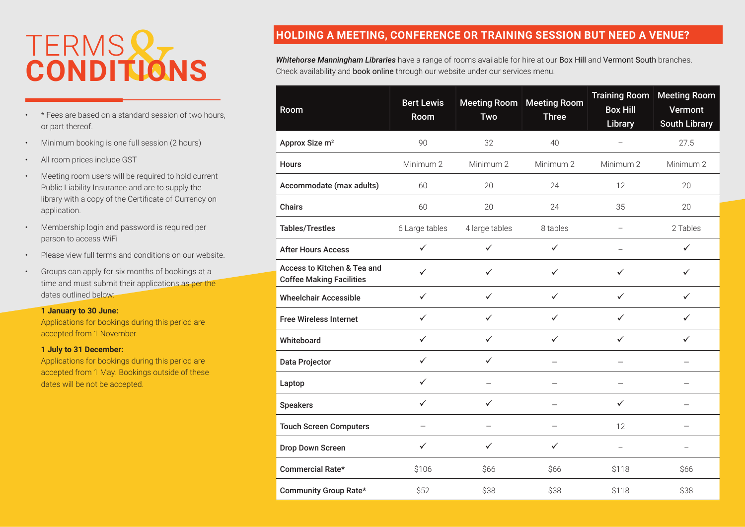# TERMS & CONDITIONS

- * Fees are based on a standard session of two hours, or part thereof.
- Minimum booking is one full session (2 hours)
- All room prices include GST
- Meeting room users will be required to hold current Public Liability Insurance and are to supply the library with a copy of the Certificate of Currency on application.
- Membership login and password is required per person to access WiFi
- Please view full terms and conditions on our website.
- Groups can apply for six months of bookings at a time and must submit their applications as per the dates outlined below:

  **1 January to 30 June:**
  Applications for bookings during this period are accepted from 1 November.

  **1 July to 31 December:**
  Applications for bookings during this period are accepted from 1 May. Bookings outside of these dates will be not be accepted.

## HOLDING A MEETING, CONFERENCE OR TRAINING SESSION BUT NEED A VENUE?

***Whitehorse Manningham Libraries*** have a range of rooms available for hire at our Box Hill and Vermont South branches. Check availability and book online through our website under our services menu.

| Room | Bert Lewis Room | Meeting Room Two | Meeting Room Three | Training Room Box Hill Library | Meeting Room Vermont South Library |
|---|---|---|---|---|---|
| Approx Size m² | 90 | 32 | 40 | – | 27.5 |
| Hours | Minimum 2 | Minimum 2 | Minimum 2 | Minimum 2 | Minimum 2 |
| Accommodate (max adults) | 60 | 20 | 24 | 12 | 20 |
| Chairs | 60 | 20 | 24 | 35 | 20 |
| Tables/Trestles | 6 Large tables | 4 large tables | 8 tables | – | 2 Tables |
| After Hours Access | ✓ | ✓ | ✓ | – | ✓ |
| Access to Kitchen & Tea and Coffee Making Facilities | ✓ | ✓ | ✓ | ✓ | ✓ |
| Wheelchair Accessible | ✓ | ✓ | ✓ | ✓ | ✓ |
| Free Wireless Internet | ✓ | ✓ | ✓ | ✓ | ✓ |
| Whiteboard | ✓ | ✓ | ✓ | ✓ | ✓ |
| Data Projector | ✓ | ✓ | – | – | – |
| Laptop | ✓ | – | – | – | – |
| Speakers | ✓ | ✓ | – | ✓ | – |
| Touch Screen Computers | – | – | – | 12 | – |
| Drop Down Screen | ✓ | ✓ | ✓ | – | – |
| Commercial Rate* | $106 | $66 | $66 | $118 | $66 |
| Community Group Rate* | $52 | $38 | $38 | $118 | $38 |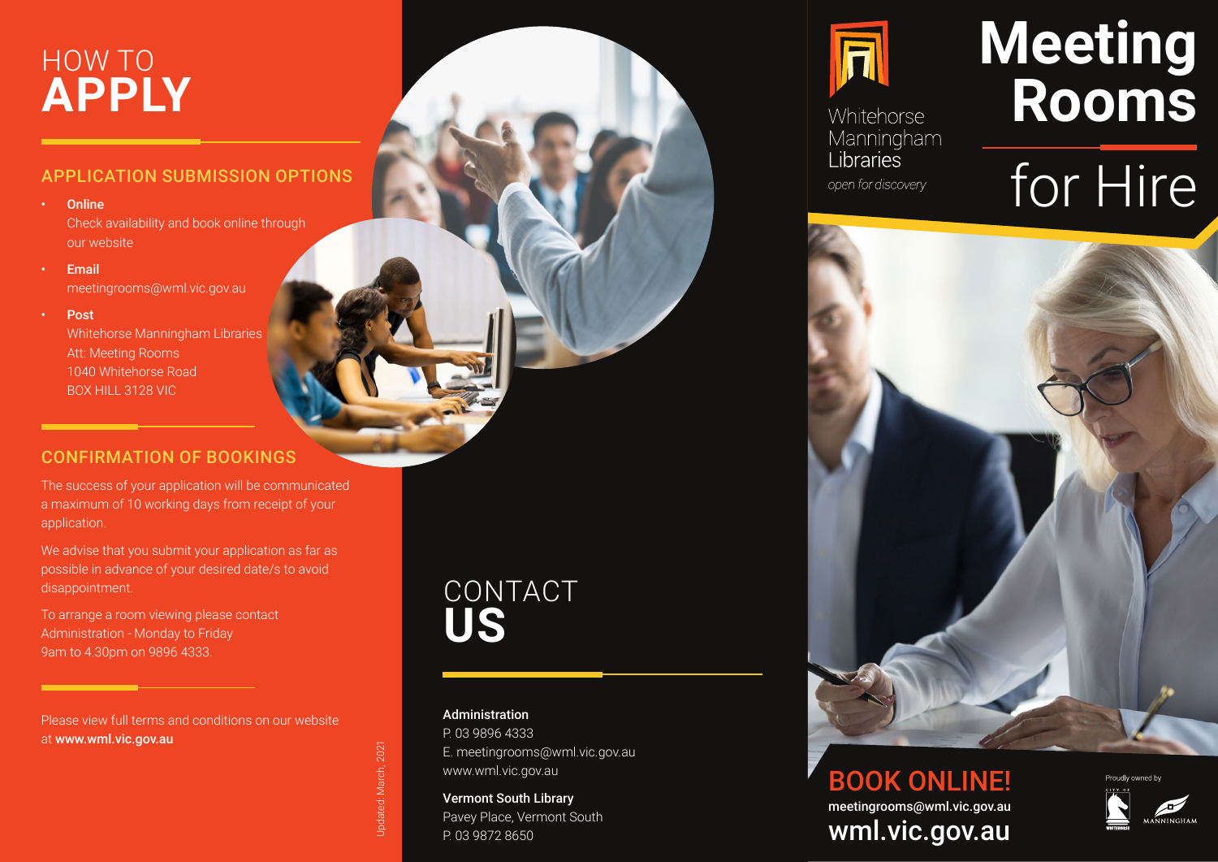# HOW TO **APPLY**

## APPLICATION SUBMISSION OPTIONS

- **Online**
  Check availability and book online through our website
- **Email**
  meetingrooms@wml.vic.gov.au
- **Post**
  Whitehorse Manningham Libraries
  Att: Meeting Rooms
  1040 Whitehorse Road
  BOX HILL 3128 VIC

## CONFIRMATION OF BOOKINGS

The success of your application will be communicated a maximum of 10 working days from receipt of your application.

We advise that you submit your application as far as possible in advance of your desired date/s to avoid disappointment.

To arrange a room viewing please contact Administration - Monday to Friday 9am to 4.30pm on 9896 4333.

Please view full terms and conditions on our website at **www.wml.vic.gov.au**

Updated: March, 2021

# CONTACT **US**

**Administration**
P. 03 9896 4333
E. meetingrooms@wml.vic.gov.au
www.wml.vic.gov.au

**Vermont South Library**
Pavey Place, Vermont South
P. 03 9872 8650

Whitehorse Manningham Libraries
*open for discovery*

# Meeting Rooms for Hire

## BOOK ONLINE!

**meetingrooms@wml.vic.gov.au**

**wml.vic.gov.au**

Proudly owned by

City of Whitehorse

Manningham